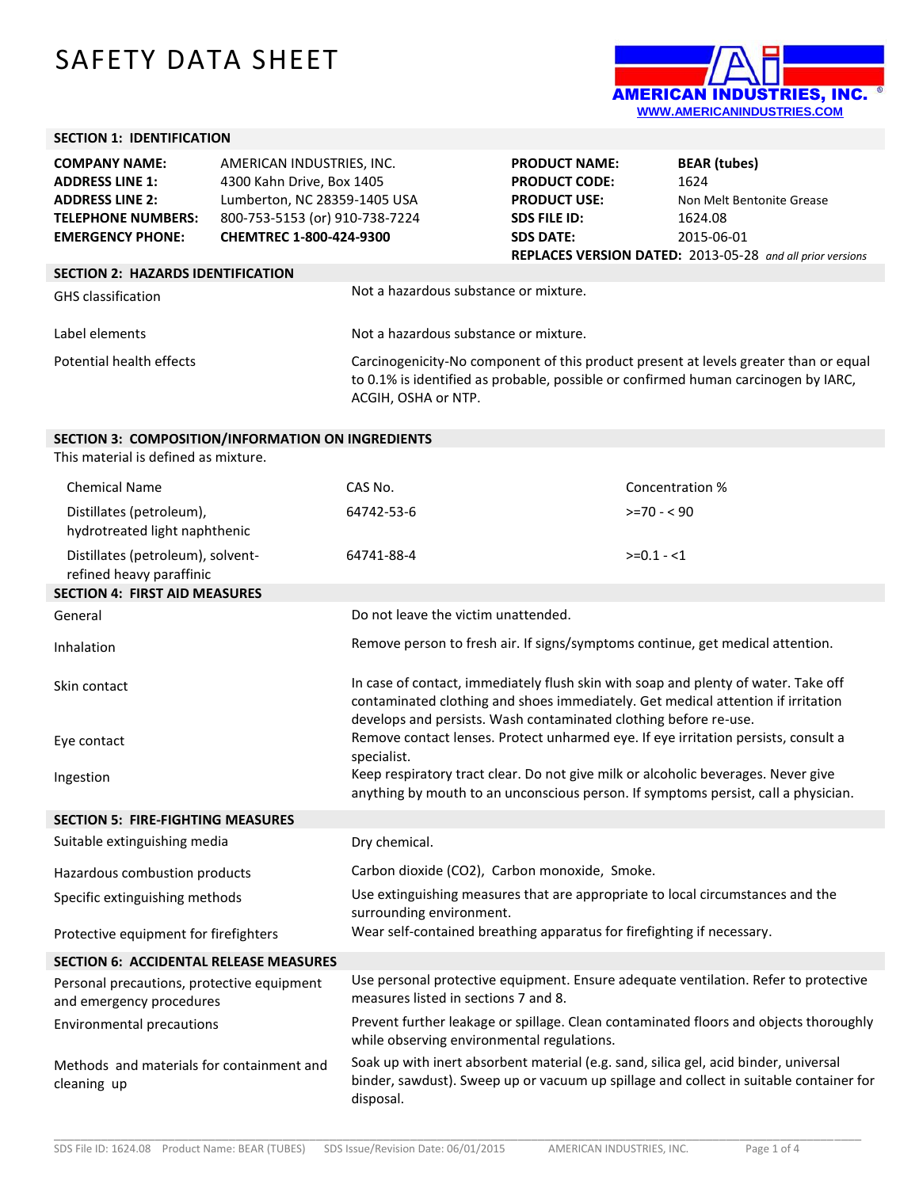# SAFETY DATA SHEET

AMERICAN INDUSTRIES, INC.
WWW.AMERICANINDUSTRIES.COM

## SECTION 1: IDENTIFICATION

| | | | |
|---|---|---|---|
| **COMPANY NAME:** | AMERICAN INDUSTRIES, INC. | **PRODUCT NAME:** | **BEAR (tubes)** |
| **ADDRESS LINE 1:** | 4300 Kahn Drive, Box 1405 | **PRODUCT CODE:** | 1624 |
| **ADDRESS LINE 2:** | Lumberton, NC 28359-1405 USA | **PRODUCT USE:** | Non Melt Bentonite Grease |
| **TELEPHONE NUMBERS:** | 800-753-5153 (or) 910-738-7224 | **SDS FILE ID:** | 1624.08 |
| **EMERGENCY PHONE:** | **CHEMTREC 1-800-424-9300** | **SDS DATE:** | 2015-06-01 |

**REPLACES VERSION DATED:** 2013-05-28 *and all prior versions*

## SECTION 2: HAZARDS IDENTIFICATION

| | |
|---|---|
| GHS classification | Not a hazardous substance or mixture. |
| Label elements | Not a hazardous substance or mixture. |
| Potential health effects | Carcinogenicity-No component of this product present at levels greater than or equal to 0.1% is identified as probable, possible or confirmed human carcinogen by IARC, ACGIH, OSHA or NTP. |

## SECTION 3: COMPOSITION/INFORMATION ON INGREDIENTS

This material is defined as mixture.

| Chemical Name | CAS No. | Concentration % |
|---|---|---|
| Distillates (petroleum), hydrotreated light naphthenic | 64742-53-6 | >=70 - < 90 |
| Distillates (petroleum), solvent-refined heavy paraffinic | 64741-88-4 | >=0.1 - <1 |

## SECTION 4: FIRST AID MEASURES

| | |
|---|---|
| General | Do not leave the victim unattended. |
| Inhalation | Remove person to fresh air. If signs/symptoms continue, get medical attention. |
| Skin contact | In case of contact, immediately flush skin with soap and plenty of water. Take off contaminated clothing and shoes immediately. Get medical attention if irritation develops and persists. Wash contaminated clothing before re-use. |
| Eye contact | Remove contact lenses. Protect unharmed eye. If eye irritation persists, consult a specialist. |
| Ingestion | Keep respiratory tract clear. Do not give milk or alcoholic beverages. Never give anything by mouth to an unconscious person. If symptoms persist, call a physician. |

## SECTION 5: FIRE-FIGHTING MEASURES

| | |
|---|---|
| Suitable extinguishing media | Dry chemical. |
| Hazardous combustion products | Carbon dioxide ($CO_2$), Carbon monoxide, Smoke. |
| Specific extinguishing methods | Use extinguishing measures that are appropriate to local circumstances and the surrounding environment. |
| Protective equipment for firefighters | Wear self-contained breathing apparatus for firefighting if necessary. |

## SECTION 6: ACCIDENTAL RELEASE MEASURES

| | |
|---|---|
| Personal precautions, protective equipment and emergency procedures | Use personal protective equipment. Ensure adequate ventilation. Refer to protective measures listed in sections 7 and 8. |
| Environmental precautions | Prevent further leakage or spillage. Clean contaminated floors and objects thoroughly while observing environmental regulations. |
| Methods and materials for containment and cleaning up | Soak up with inert absorbent material (e.g. sand, silica gel, acid binder, universal binder, sawdust). Sweep up or vacuum up spillage and collect in suitable container for disposal. |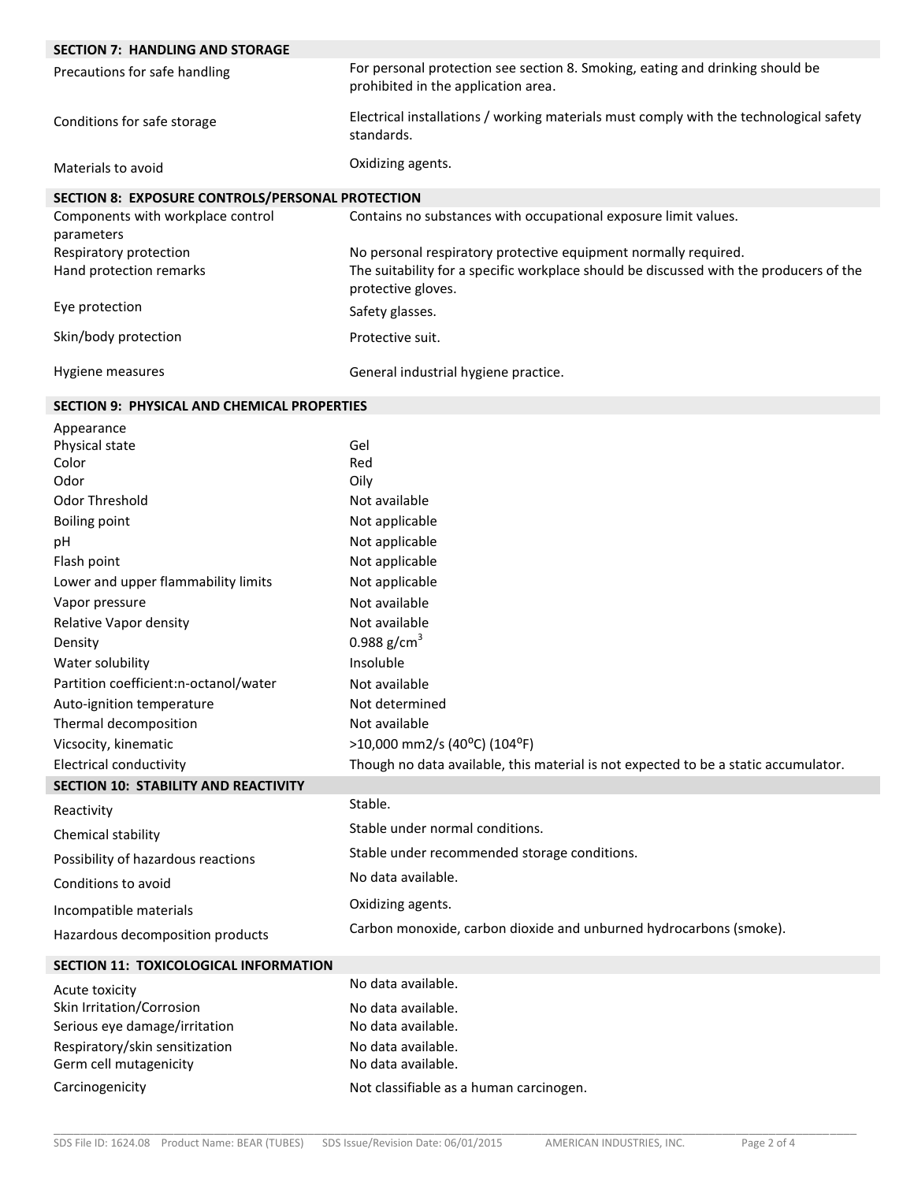## SECTION 7: HANDLING AND STORAGE

| | |
|---|---|
| Precautions for safe handling | For personal protection see section 8. Smoking, eating and drinking should be prohibited in the application area. |
| Conditions for safe storage | Electrical installations / working materials must comply with the technological safety standards. |
| Materials to avoid | Oxidizing agents. |

## SECTION 8: EXPOSURE CONTROLS/PERSONAL PROTECTION

| | |
|---|---|
| Components with workplace control parameters | Contains no substances with occupational exposure limit values. |
| Respiratory protection | No personal respiratory protective equipment normally required. |
| Hand protection remarks | The suitability for a specific workplace should be discussed with the producers of the protective gloves. |
| Eye protection | Safety glasses. |
| Skin/body protection | Protective suit. |
| Hygiene measures | General industrial hygiene practice. |

## SECTION 9: PHYSICAL AND CHEMICAL PROPERTIES

| | |
|---|---|
| Appearance | |
| Physical state | Gel |
| Color | Red |
| Odor | Oily |
| Odor Threshold | Not available |
| Boiling point | Not applicable |
| pH | Not applicable |
| Flash point | Not applicable |
| Lower and upper flammability limits | Not applicable |
| Vapor pressure | Not available |
| Relative Vapor density | Not available |
| Density | 0.988 g/cm$^3$ |
| Water solubility | Insoluble |
| Partition coefficient:n-octanol/water | Not available |
| Auto-ignition temperature | Not determined |
| Thermal decomposition | Not available |
| Vicsocity, kinematic | >10,000 mm2/s (40ºC) (104ºF) |
| Electrical conductivity | Though no data available, this material is not expected to be a static accumulator. |

## SECTION 10: STABILITY AND REACTIVITY

| | |
|---|---|
| Reactivity | Stable. |
| Chemical stability | Stable under normal conditions. |
| Possibility of hazardous reactions | Stable under recommended storage conditions. |
| Conditions to avoid | No data available. |
| Incompatible materials | Oxidizing agents. |
| Hazardous decomposition products | Carbon monoxide, carbon dioxide and unburned hydrocarbons (smoke). |

## SECTION 11: TOXICOLOGICAL INFORMATION

| | |
|---|---|
| Acute toxicity | No data available. |
| Skin Irritation/Corrosion | No data available. |
| Serious eye damage/irritation | No data available. |
| Respiratory/skin sensitization | No data available. |
| Germ cell mutagenicity | No data available. |
| Carcinogenicity | Not classifiable as a human carcinogen. |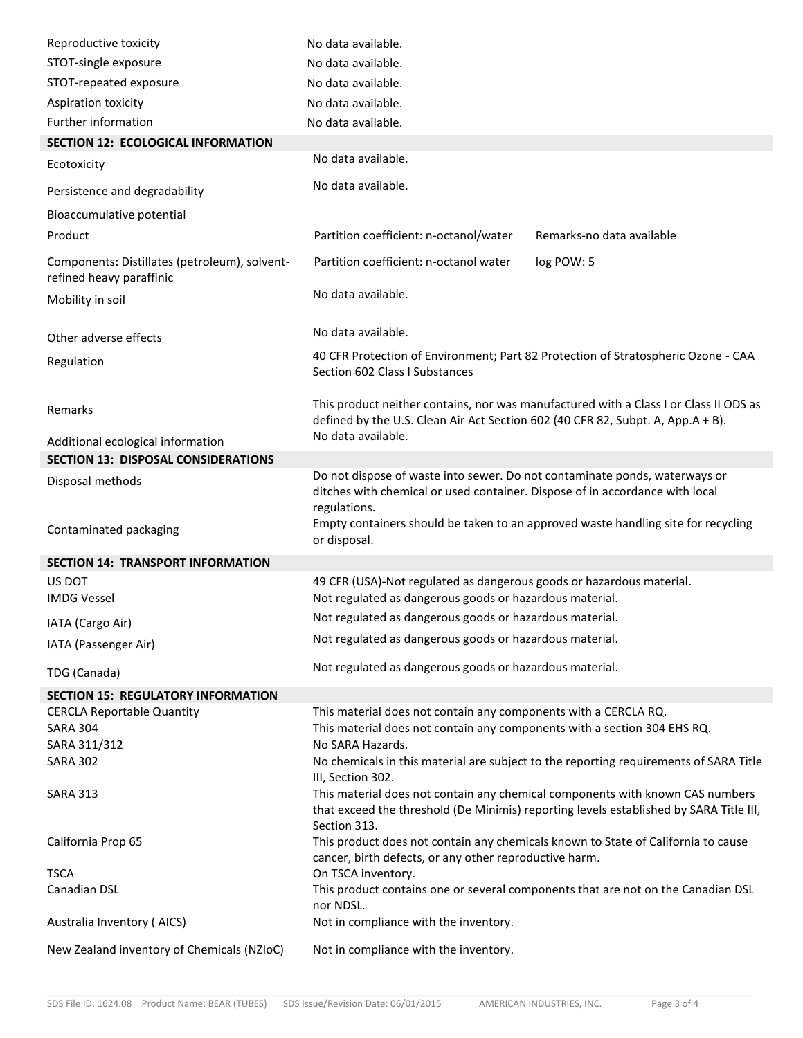| | |
|---|---|
| Reproductive toxicity | No data available. |
| STOT-single exposure | No data available. |
| STOT-repeated exposure | No data available. |
| Aspiration toxicity | No data available. |
| Further information | No data available. |

## SECTION 12: ECOLOGICAL INFORMATION

| | | |
|---|---|---|
| Ecotoxicity | No data available. | |
| Persistence and degradability | No data available. | |
| Bioaccumulative potential | | |
| Product | Partition coefficient: n-octanol/water | Remarks-no data available |
| Components: Distillates (petroleum), solvent-refined heavy paraffinic | Partition coefficient: n-octanol water | log POW: 5 |
| Mobility in soil | No data available. | |
| Other adverse effects | No data available. | |
| Regulation | 40 CFR Protection of Environment; Part 82 Protection of Stratospheric Ozone - CAA Section 602 Class I Substances | |
| Remarks | This product neither contains, nor was manufactured with a Class I or Class II ODS as defined by the U.S. Clean Air Act Section 602 (40 CFR 82, Subpt. A, App.A + B). | |
| Additional ecological information | No data available. | |

## SECTION 13: DISPOSAL CONSIDERATIONS

| | |
|---|---|
| Disposal methods | Do not dispose of waste into sewer. Do not contaminate ponds, waterways or ditches with chemical or used container. Dispose of in accordance with local regulations. |
| Contaminated packaging | Empty containers should be taken to an approved waste handling site for recycling or disposal. |

## SECTION 14: TRANSPORT INFORMATION

| | |
|---|---|
| US DOT | 49 CFR (USA)-Not regulated as dangerous goods or hazardous material. |
| IMDG Vessel | Not regulated as dangerous goods or hazardous material. |
| IATA (Cargo Air) | Not regulated as dangerous goods or hazardous material. |
| IATA (Passenger Air) | Not regulated as dangerous goods or hazardous material. |
| TDG (Canada) | Not regulated as dangerous goods or hazardous material. |

## SECTION 15: REGULATORY INFORMATION

| | |
|---|---|
| CERCLA Reportable Quantity | This material does not contain any components with a CERCLA RQ. |
| SARA 304 | This material does not contain any components with a section 304 EHS RQ. |
| SARA 311/312 | No SARA Hazards. |
| SARA 302 | No chemicals in this material are subject to the reporting requirements of SARA Title III, Section 302. |
| SARA 313 | This material does not contain any chemical components with known CAS numbers that exceed the threshold (De Minimis) reporting levels established by SARA Title III, Section 313. |
| California Prop 65 | This product does not contain any chemicals known to State of California to cause cancer, birth defects, or any other reproductive harm. |
| TSCA | On TSCA inventory. |
| Canadian DSL | This product contains one or several components that are not on the Canadian DSL nor NDSL. |
| Australia Inventory ( AICS) | Not in compliance with the inventory. |
| New Zealand inventory of Chemicals (NZIoC) | Not in compliance with the inventory. |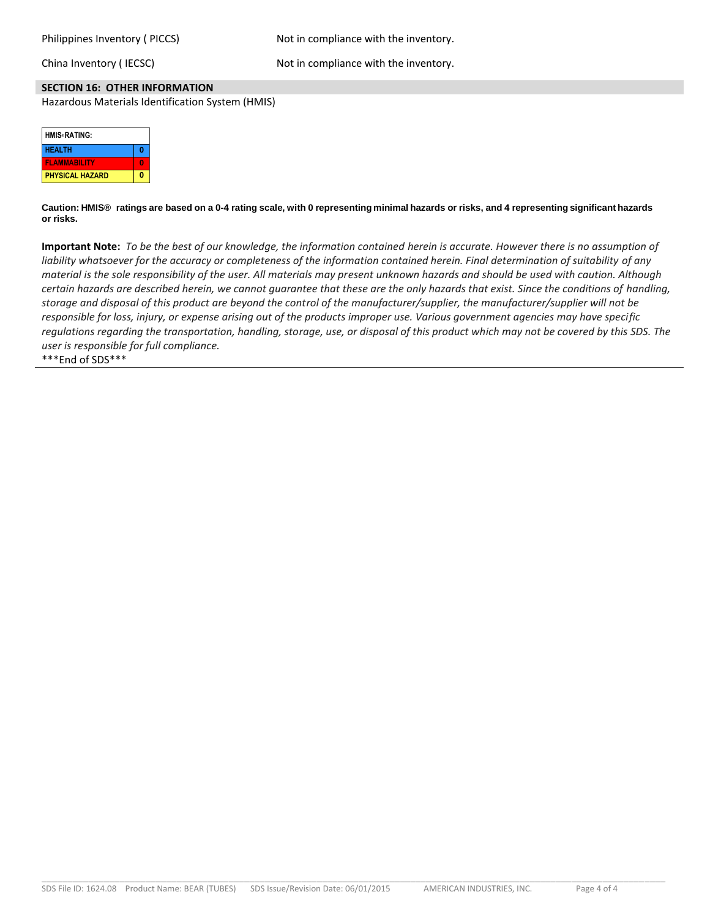| | |
|---|---|
| Philippines Inventory ( PICCS) | Not in compliance with the inventory. |
| China Inventory ( IECSC) | Not in compliance with the inventory. |

## SECTION 16: OTHER INFORMATION

Hazardous Materials Identification System (HMIS)

| HMIS® RATING: | |
|---|---|
| HEALTH | 0 |
| FLAMMABILITY | 0 |
| PHYSICAL HAZARD | 0 |

**Caution: HMIS® ratings are based on a 0-4 rating scale, with 0 representing minimal hazards or risks, and 4 representing significant hazards or risks.**

**Important Note:** *To be the best of our knowledge, the information contained herein is accurate. However there is no assumption of liability whatsoever for the accuracy or completeness of the information contained herein. Final determination of suitability of any material is the sole responsibility of the user. All materials may present unknown hazards and should be used with caution. Although certain hazards are described herein, we cannot guarantee that these are the only hazards that exist. Since the conditions of handling, storage and disposal of this product are beyond the control of the manufacturer/supplier, the manufacturer/supplier will not be responsible for loss, injury, or expense arising out of the products improper use. Various government agencies may have specific regulations regarding the transportation, handling, storage, use, or disposal of this product which may not be covered by this SDS. The user is responsible for full compliance.*

***End of SDS***